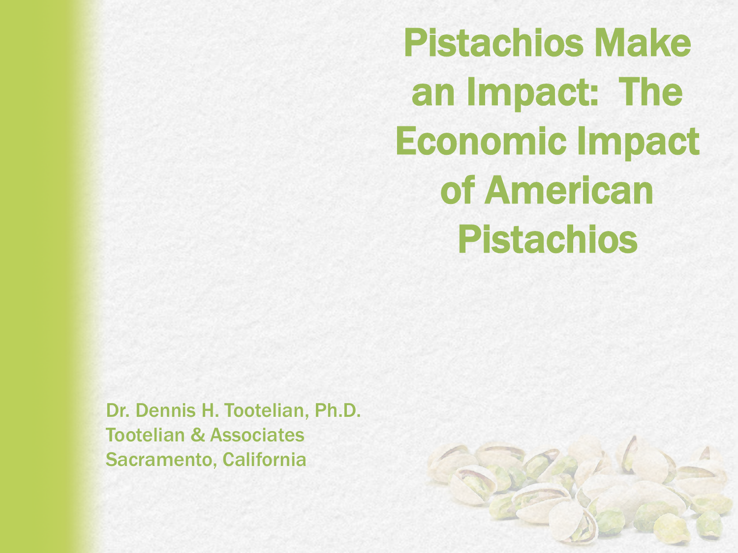# Pistachios Make an Impact: The Economic Impact of American Pistachios

Dr. Dennis H. Tootelian, Ph.D.
Tootelian & Associates
Sacramento, California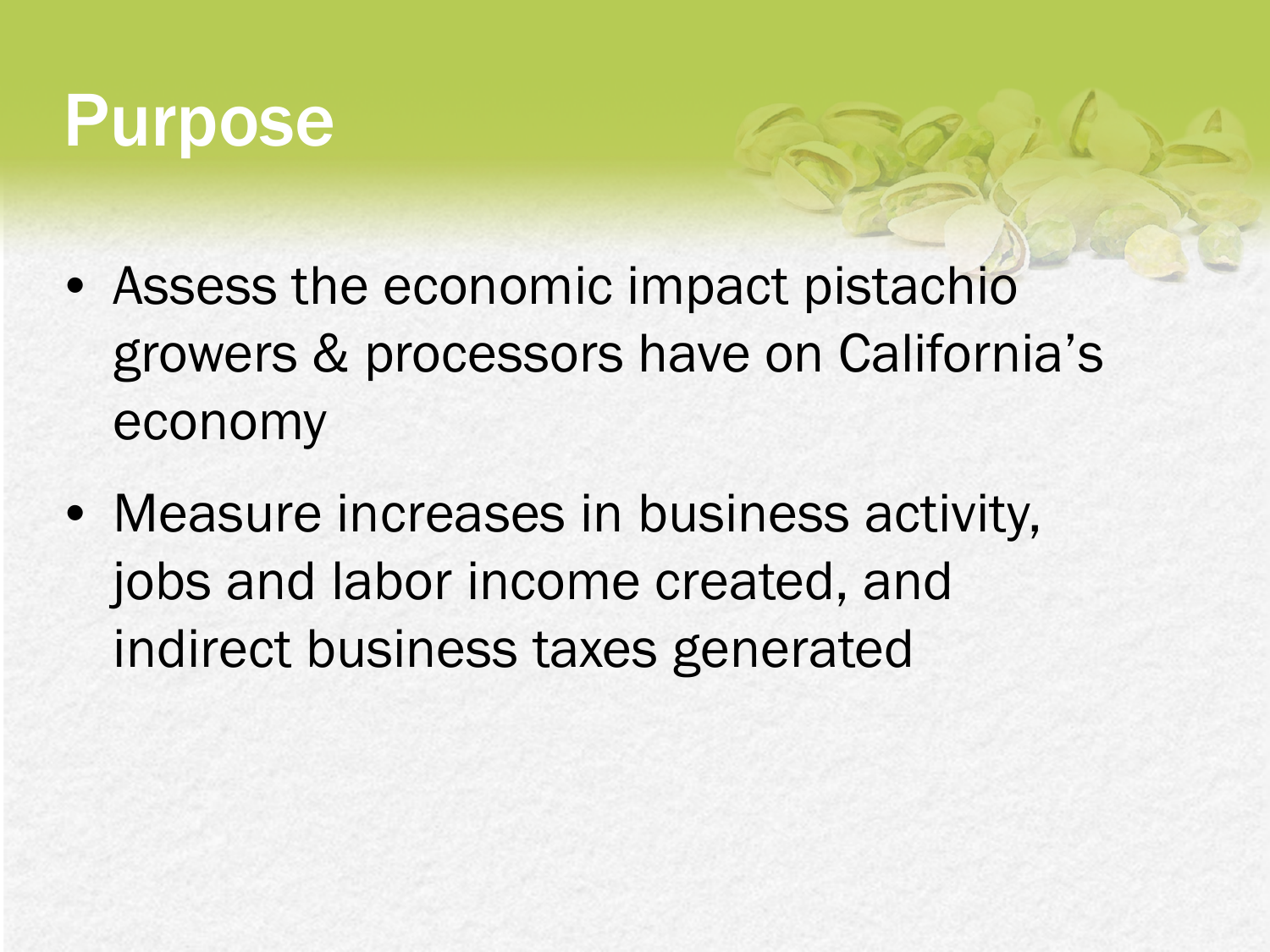# Purpose

- Assess the economic impact pistachio growers & processors have on California's economy
- Measure increases in business activity, jobs and labor income created, and indirect business taxes generated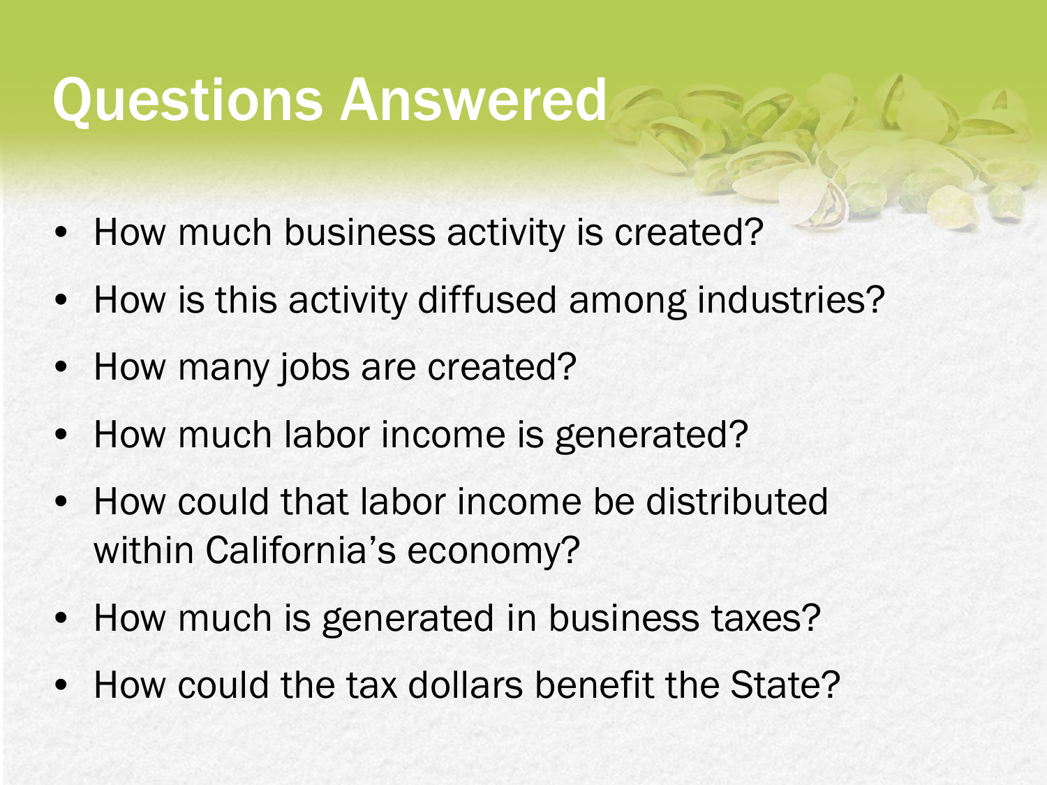# Questions Answered

- How much business activity is created?
- How is this activity diffused among industries?
- How many jobs are created?
- How much labor income is generated?
- How could that labor income be distributed within California's economy?
- How much is generated in business taxes?
- How could the tax dollars benefit the State?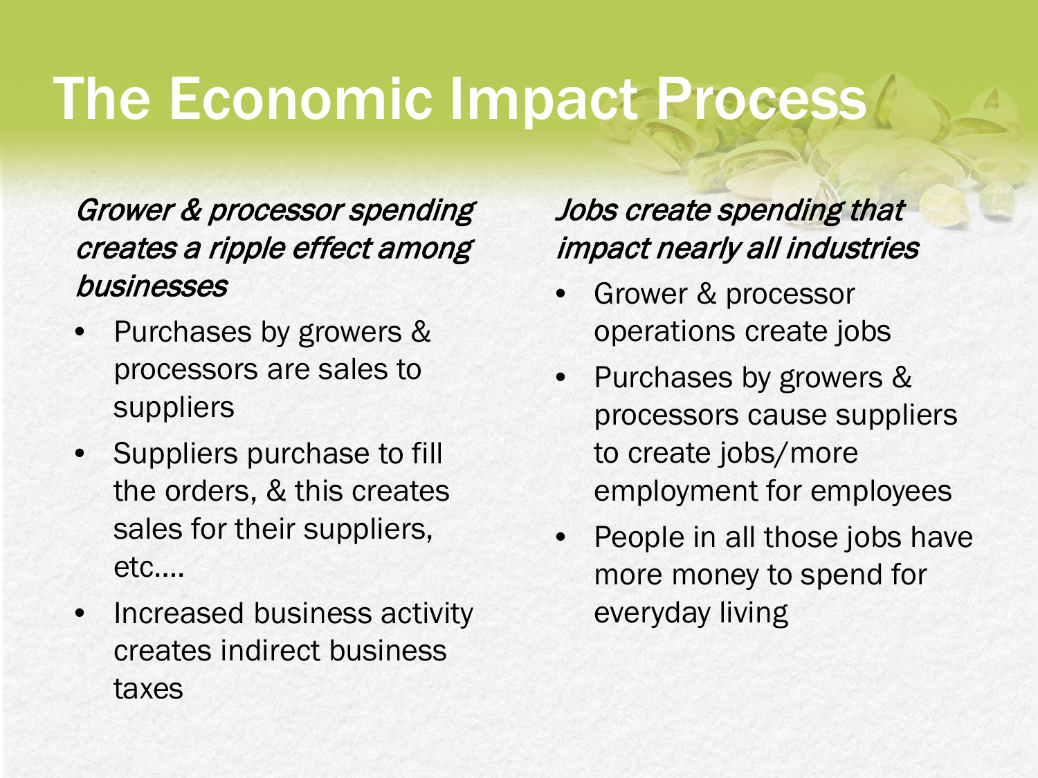# The Economic Impact Process

*Grower & processor spending creates a ripple effect among businesses*

- Purchases by growers & processors are sales to suppliers
- Suppliers purchase to fill the orders, & this creates sales for their suppliers, etc….
- Increased business activity creates indirect business taxes

*Jobs create spending that impact nearly all industries*

- Grower & processor operations create jobs
- Purchases by growers & processors cause suppliers to create jobs/more employment for employees
- People in all those jobs have more money to spend for everyday living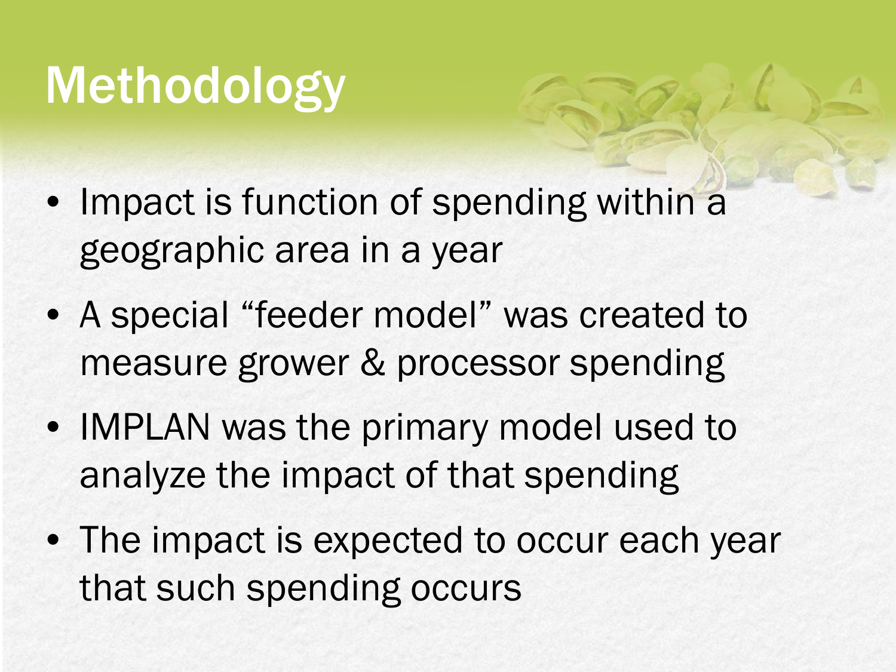# Methodology

- Impact is function of spending within a geographic area in a year
- A special "feeder model" was created to measure grower & processor spending
- IMPLAN was the primary model used to analyze the impact of that spending
- The impact is expected to occur each year that such spending occurs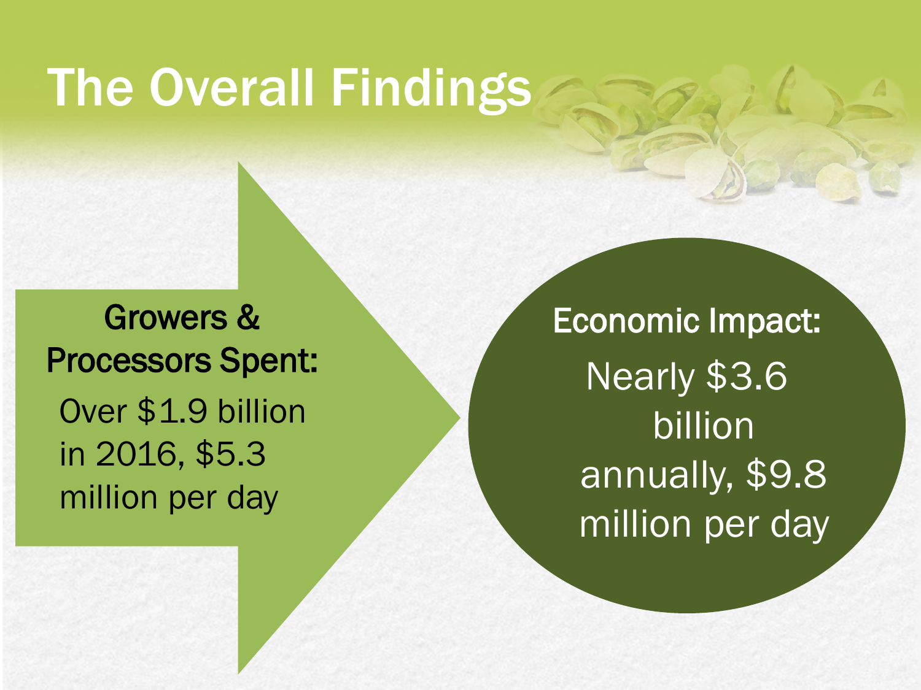# The Overall Findings

**Growers & Processors Spent:**

Over $1.9 billion in 2016, $5.3 million per day

**Economic Impact:**

Nearly $3.6 billion annually, $9.8 million per day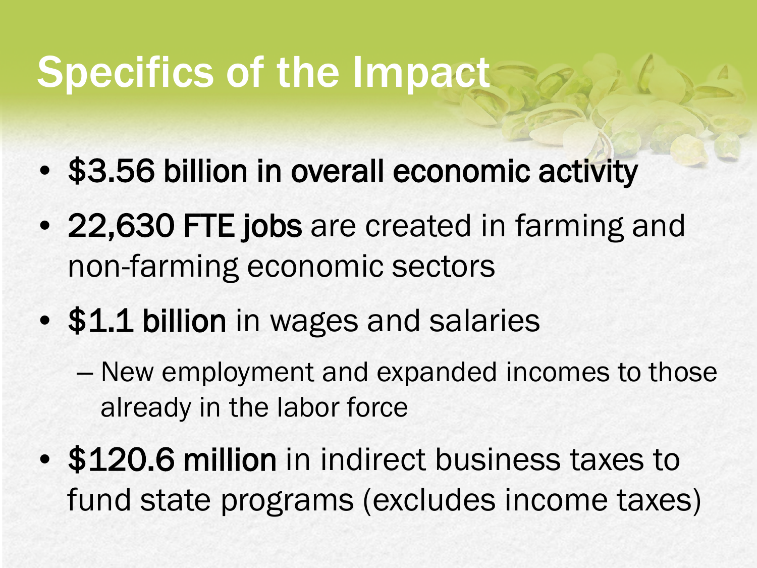# Specifics of the Impact

- **$3.56 billion in overall economic activity**
- **22,630 FTE jobs** are created in farming and non-farming economic sectors
- **$1.1 billion** in wages and salaries
  - New employment and expanded incomes to those already in the labor force
- **$120.6 million** in indirect business taxes to fund state programs (excludes income taxes)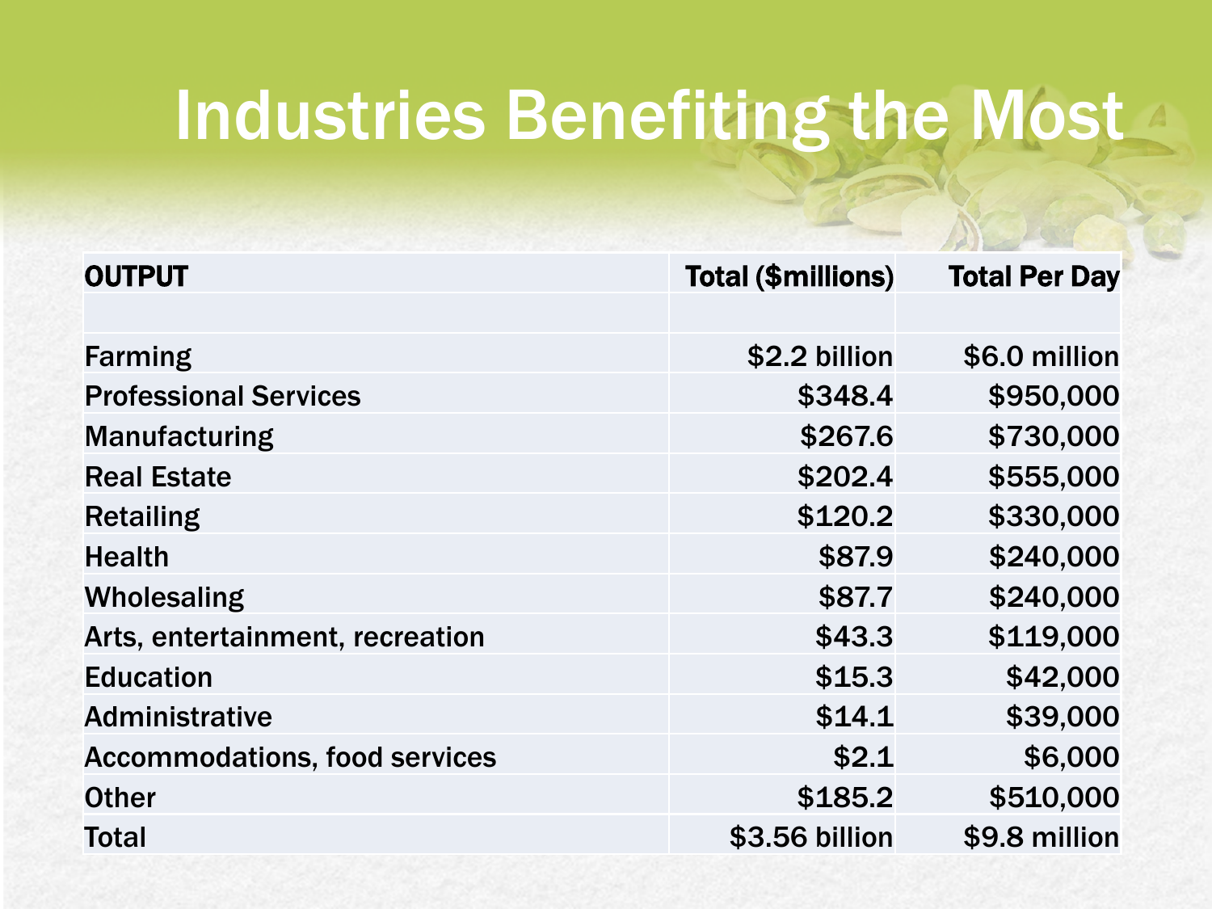# Industries Benefiting the Most

| OUTPUT | Total ($millions) | Total Per Day |
|---|---|---|
| | | |
| Farming | $2.2 billion | $6.0 million |
| Professional Services | $348.4 | $950,000 |
| Manufacturing | $267.6 | $730,000 |
| Real Estate | $202.4 | $555,000 |
| Retailing | $120.2 | $330,000 |
| Health | $87.9 | $240,000 |
| Wholesaling | $87.7 | $240,000 |
| Arts, entertainment, recreation | $43.3 | $119,000 |
| Education | $15.3 | $42,000 |
| Administrative | $14.1 | $39,000 |
| Accommodations, food services | $2.1 | $6,000 |
| Other | $185.2 | $510,000 |
| Total | $3.56 billion | $9.8 million |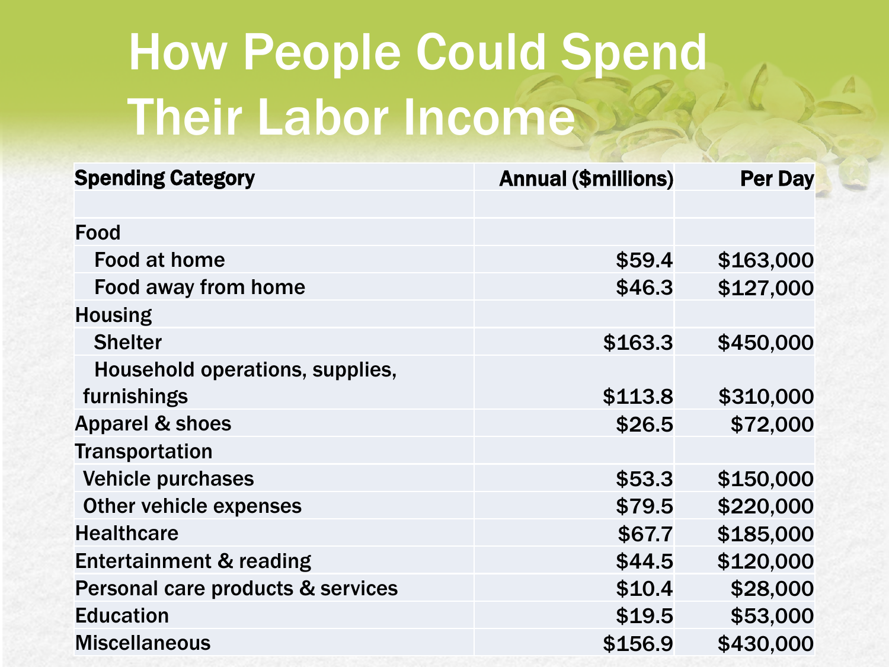# How People Could Spend Their Labor Income

| Spending Category | Annual ($millions) | Per Day |
|---|---|---|
| | | |
| Food | | |
| Food at home | $59.4 | $163,000 |
| Food away from home | $46.3 | $127,000 |
| Housing | | |
| Shelter | $163.3 | $450,000 |
| Household operations, supplies, furnishings | $113.8 | $310,000 |
| Apparel & shoes | $26.5 | $72,000 |
| Transportation | | |
| Vehicle purchases | $53.3 | $150,000 |
| Other vehicle expenses | $79.5 | $220,000 |
| Healthcare | $67.7 | $185,000 |
| Entertainment & reading | $44.5 | $120,000 |
| Personal care products & services | $10.4 | $28,000 |
| Education | $19.5 | $53,000 |
| Miscellaneous | $156.9 | $430,000 |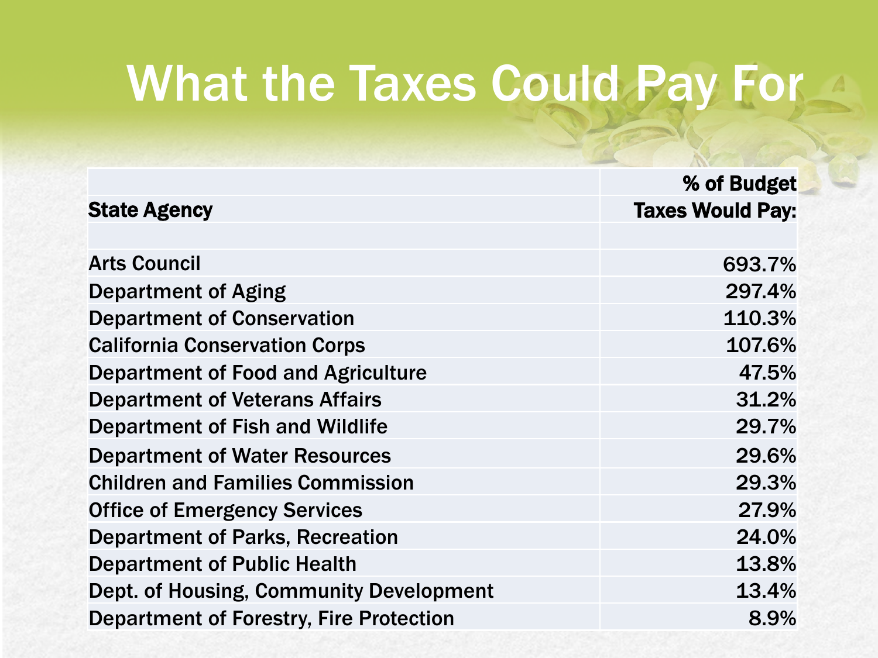# What the Taxes Could Pay For

| State Agency | % of Budget Taxes Would Pay: |
|---|---|
| | |
| Arts Council | 693.7% |
| Department of Aging | 297.4% |
| Department of Conservation | 110.3% |
| California Conservation Corps | 107.6% |
| Department of Food and Agriculture | 47.5% |
| Department of Veterans Affairs | 31.2% |
| Department of Fish and Wildlife | 29.7% |
| Department of Water Resources | 29.6% |
| Children and Families Commission | 29.3% |
| Office of Emergency Services | 27.9% |
| Department of Parks, Recreation | 24.0% |
| Department of Public Health | 13.8% |
| Dept. of Housing, Community Development | 13.4% |
| Department of Forestry, Fire Protection | 8.9% |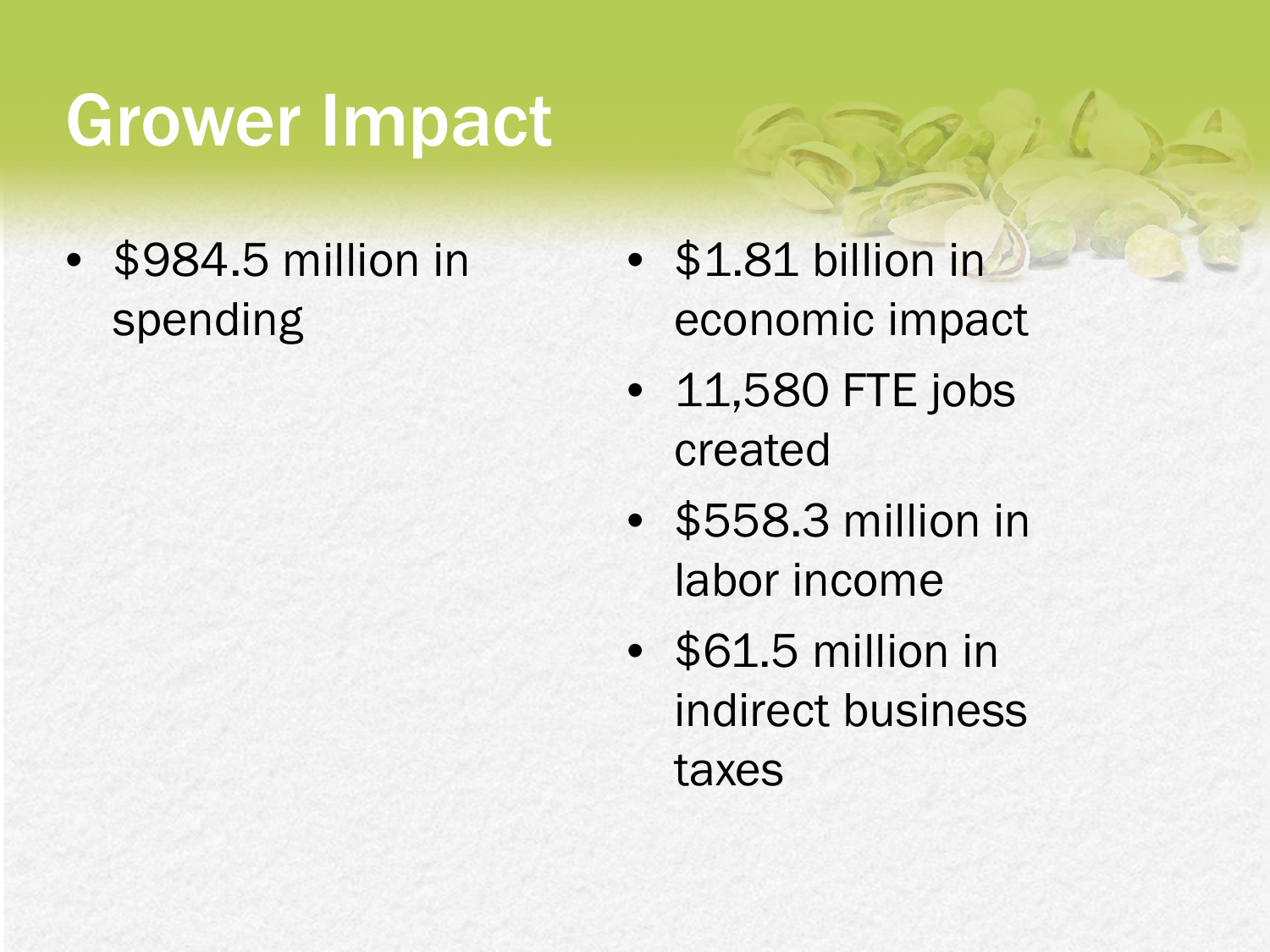# Grower Impact

- $984.5 million in spending

- $1.81 billion in economic impact
- 11,580 FTE jobs created
- $558.3 million in labor income
- $61.5 million in indirect business taxes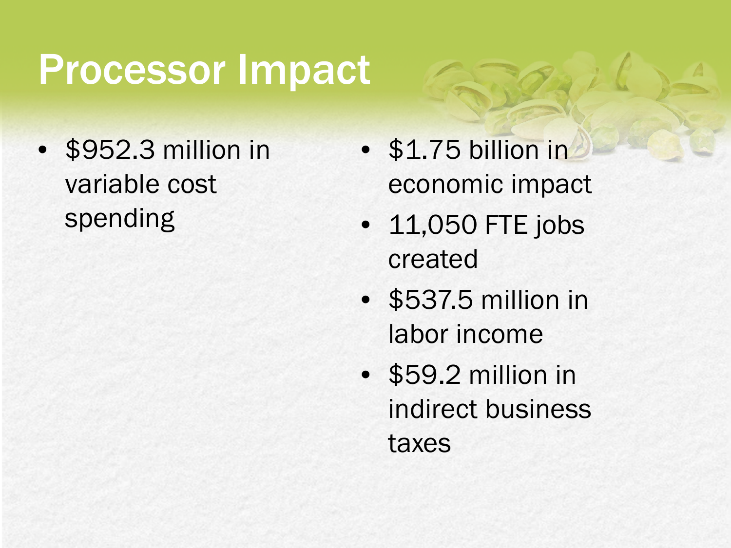# Processor Impact

- $952.3 million in variable cost spending

- $1.75 billion in economic impact
- 11,050 FTE jobs created
- $537.5 million in labor income
- $59.2 million in indirect business taxes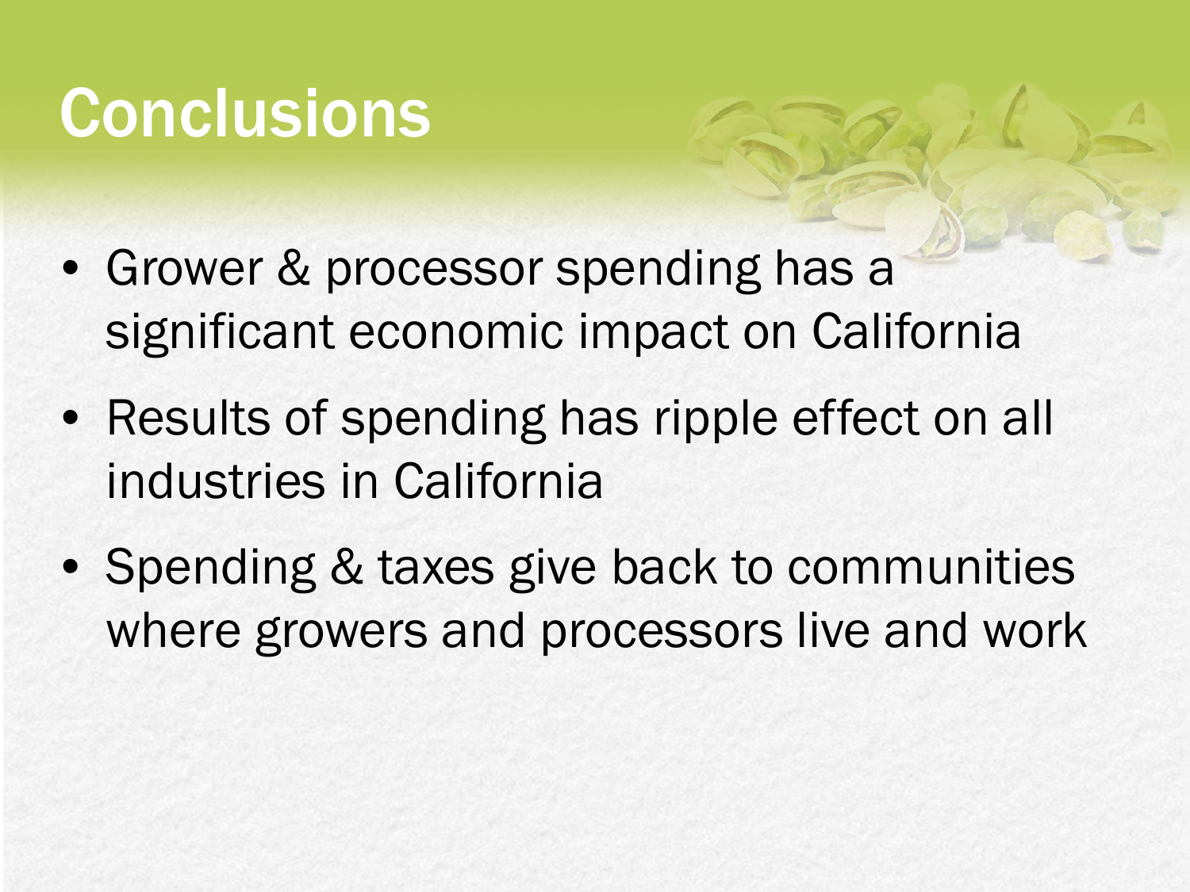# Conclusions

- Grower & processor spending has a significant economic impact on California
- Results of spending has ripple effect on all industries in California
- Spending & taxes give back to communities where growers and processors live and work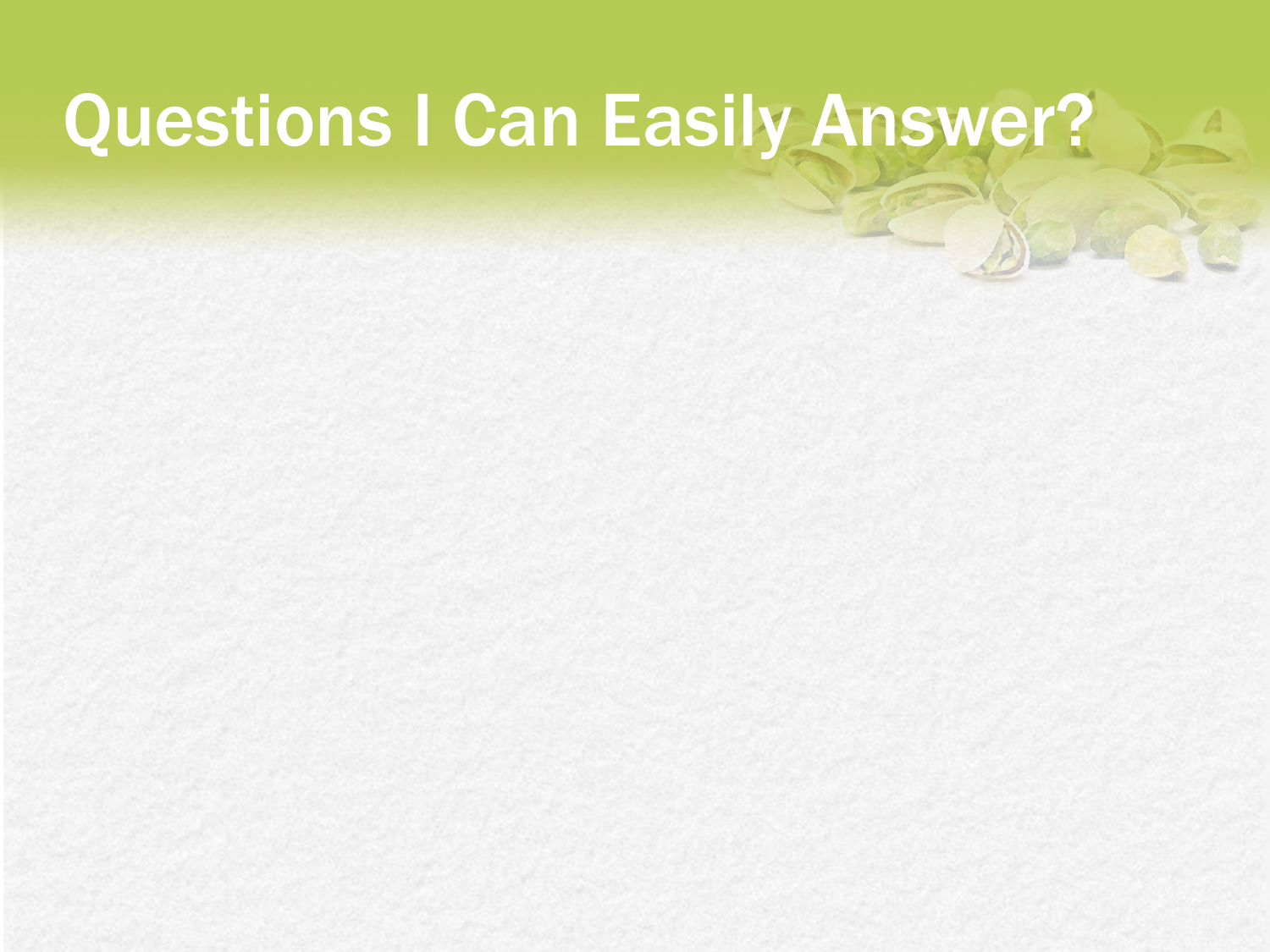# Questions I Can Easily Answer?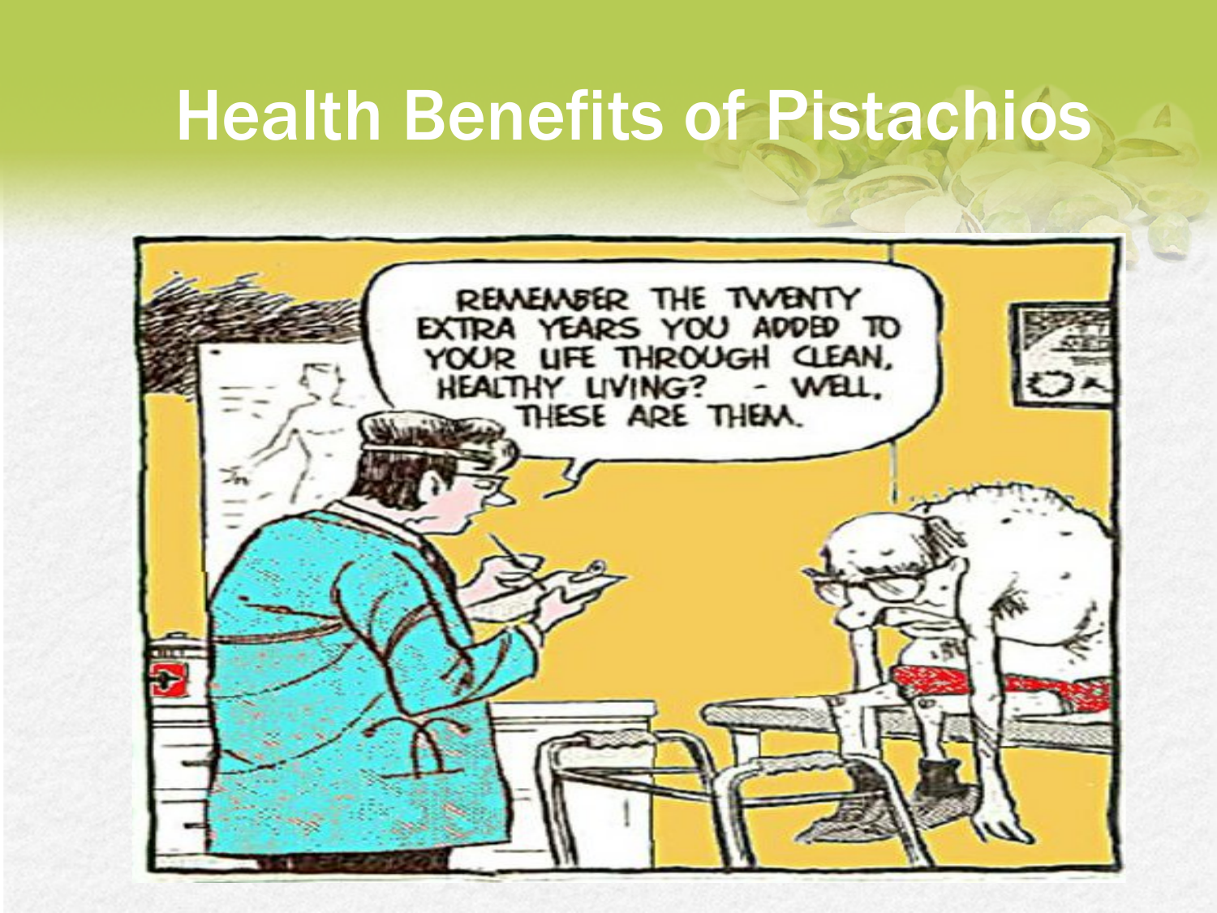# Health Benefits of Pistachios

REMEMBER THE TWENTY EXTRA YEARS YOU ADDED TO YOUR LIFE THROUGH CLEAN, HEALTHY LIVING? - WELL, THESE ARE THEM.